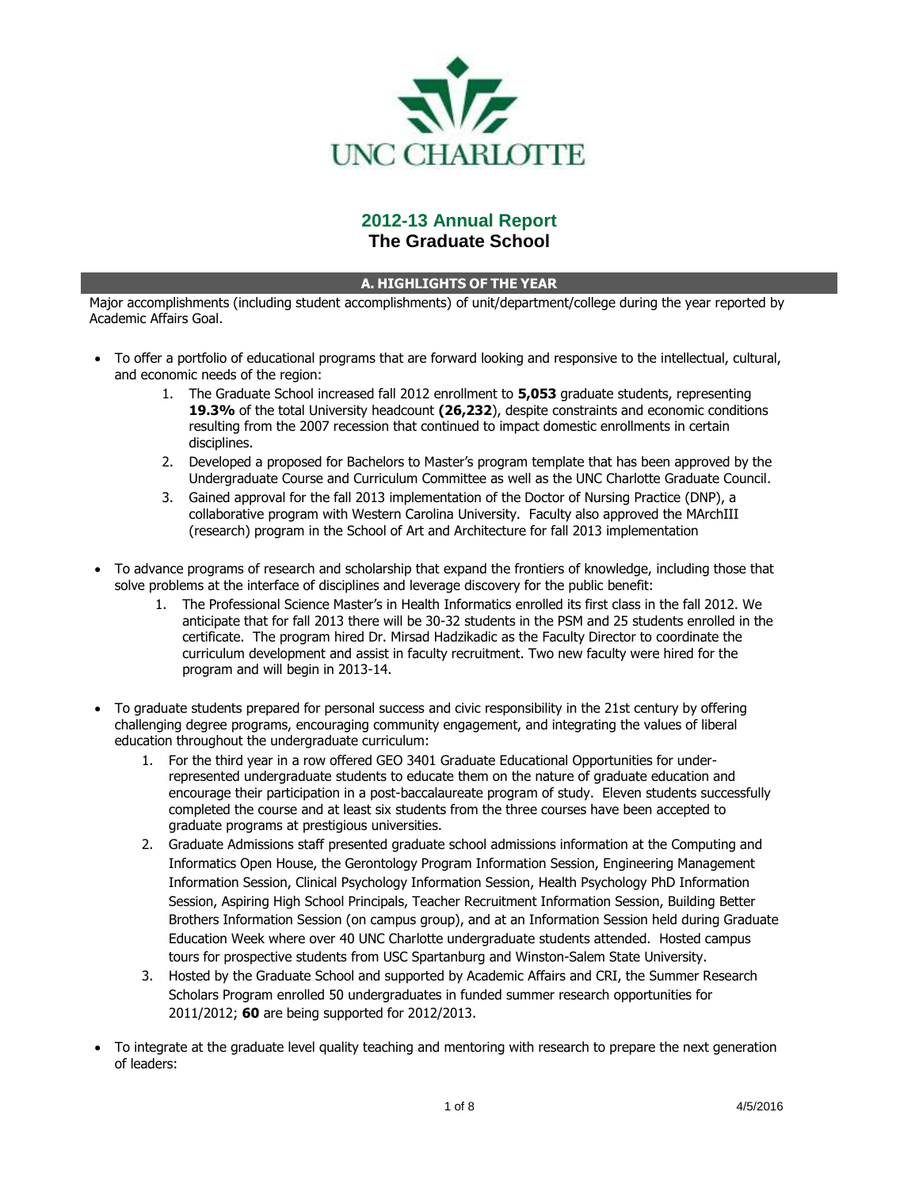UNC CHARLOTTE

# 2012-13 Annual Report
## The Graduate School

## A. HIGHLIGHTS OF THE YEAR

Major accomplishments (including student accomplishments) of unit/department/college during the year reported by Academic Affairs Goal.

- To offer a portfolio of educational programs that are forward looking and responsive to the intellectual, cultural, and economic needs of the region:
    1. The Graduate School increased fall 2012 enrollment to **5,053** graduate students, representing **19.3%** of the total University headcount **(26,232**), despite constraints and economic conditions resulting from the 2007 recession that continued to impact domestic enrollments in certain disciplines.
    2. Developed a proposed for Bachelors to Master's program template that has been approved by the Undergraduate Course and Curriculum Committee as well as the UNC Charlotte Graduate Council.
    3. Gained approval for the fall 2013 implementation of the Doctor of Nursing Practice (DNP), a collaborative program with Western Carolina University. Faculty also approved the MArchIII (research) program in the School of Art and Architecture for fall 2013 implementation

- To advance programs of research and scholarship that expand the frontiers of knowledge, including those that solve problems at the interface of disciplines and leverage discovery for the public benefit:
    1. The Professional Science Master's in Health Informatics enrolled its first class in the fall 2012. We anticipate that for fall 2013 there will be 30-32 students in the PSM and 25 students enrolled in the certificate. The program hired Dr. Mirsad Hadzikadic as the Faculty Director to coordinate the curriculum development and assist in faculty recruitment. Two new faculty were hired for the program and will begin in 2013-14.

- To graduate students prepared for personal success and civic responsibility in the 21st century by offering challenging degree programs, encouraging community engagement, and integrating the values of liberal education throughout the undergraduate curriculum:
    1. For the third year in a row offered GEO 3401 Graduate Educational Opportunities for under-represented undergraduate students to educate them on the nature of graduate education and encourage their participation in a post-baccalaureate program of study. Eleven students successfully completed the course and at least six students from the three courses have been accepted to graduate programs at prestigious universities.
    2. Graduate Admissions staff presented graduate school admissions information at the Computing and Informatics Open House, the Gerontology Program Information Session, Engineering Management Information Session, Clinical Psychology Information Session, Health Psychology PhD Information Session, Aspiring High School Principals, Teacher Recruitment Information Session, Building Better Brothers Information Session (on campus group), and at an Information Session held during Graduate Education Week where over 40 UNC Charlotte undergraduate students attended. Hosted campus tours for prospective students from USC Spartanburg and Winston-Salem State University.
    3. Hosted by the Graduate School and supported by Academic Affairs and CRI, the Summer Research Scholars Program enrolled 50 undergraduates in funded summer research opportunities for 2011/2012; **60** are being supported for 2012/2013.

- To integrate at the graduate level quality teaching and mentoring with research to prepare the next generation of leaders: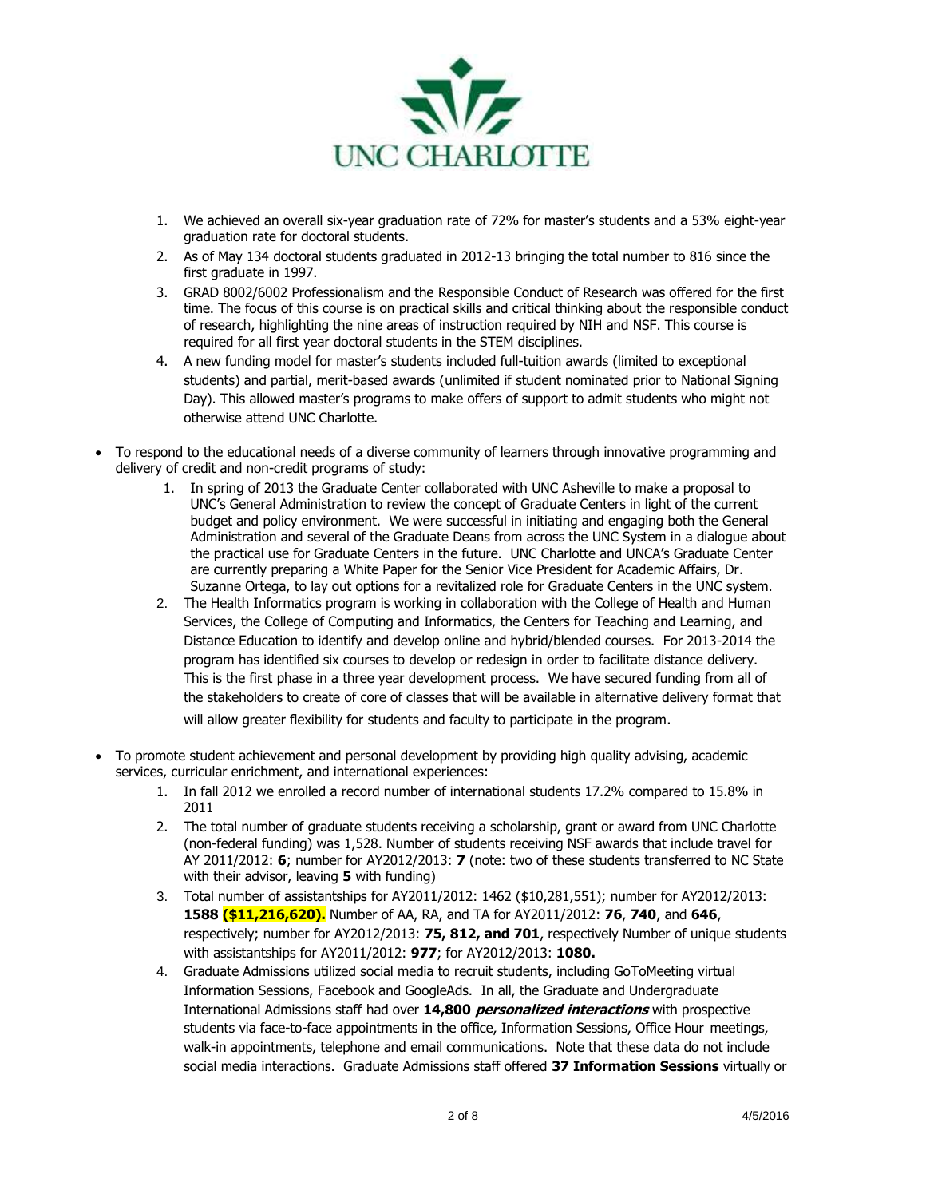1. We achieved an overall six-year graduation rate of 72% for master's students and a 53% eight-year graduation rate for doctoral students.
2. As of May 134 doctoral students graduated in 2012-13 bringing the total number to 816 since the first graduate in 1997.
3. GRAD 8002/6002 Professionalism and the Responsible Conduct of Research was offered for the first time. The focus of this course is on practical skills and critical thinking about the responsible conduct of research, highlighting the nine areas of instruction required by NIH and NSF. This course is required for all first year doctoral students in the STEM disciplines.
4. A new funding model for master's students included full-tuition awards (limited to exceptional students) and partial, merit-based awards (unlimited if student nominated prior to National Signing Day). This allowed master's programs to make offers of support to admit students who might not otherwise attend UNC Charlotte.

- To respond to the educational needs of a diverse community of learners through innovative programming and delivery of credit and non-credit programs of study:
    1. In spring of 2013 the Graduate Center collaborated with UNC Asheville to make a proposal to UNC's General Administration to review the concept of Graduate Centers in light of the current budget and policy environment. We were successful in initiating and engaging both the General Administration and several of the Graduate Deans from across the UNC System in a dialogue about the practical use for Graduate Centers in the future. UNC Charlotte and UNCA's Graduate Center are currently preparing a White Paper for the Senior Vice President for Academic Affairs, Dr. Suzanne Ortega, to lay out options for a revitalized role for Graduate Centers in the UNC system.
    2. The Health Informatics program is working in collaboration with the College of Health and Human Services, the College of Computing and Informatics, the Centers for Teaching and Learning, and Distance Education to identify and develop online and hybrid/blended courses. For 2013-2014 the program has identified six courses to develop or redesign in order to facilitate distance delivery. This is the first phase in a three year development process. We have secured funding from all of the stakeholders to create of core of classes that will be available in alternative delivery format that will allow greater flexibility for students and faculty to participate in the program.

- To promote student achievement and personal development by providing high quality advising, academic services, curricular enrichment, and international experiences:
    1. In fall 2012 we enrolled a record number of international students 17.2% compared to 15.8% in 2011
    2. The total number of graduate students receiving a scholarship, grant or award from UNC Charlotte (non-federal funding) was 1,528. Number of students receiving NSF awards that include travel for AY 2011/2012: **6**; number for AY2012/2013: **7** (note: two of these students transferred to NC State with their advisor, leaving **5** with funding)
    3. Total number of assistantships for AY2011/2012: 1462 ($10,281,551); number for AY2012/2013: **1588 ($11,216,620).** Number of AA, RA, and TA for AY2011/2012: **76**, **740**, and **646**, respectively; number for AY2012/2013: **75, 812, and 701**, respectively Number of unique students with assistantships for AY2011/2012: **977**; for AY2012/2013: **1080.**
    4. Graduate Admissions utilized social media to recruit students, including GoToMeeting virtual Information Sessions, Facebook and GoogleAds. In all, the Graduate and Undergraduate International Admissions staff had over **14,800 *personalized interactions*** with prospective students via face-to-face appointments in the office, Information Sessions, Office Hour meetings, walk-in appointments, telephone and email communications. Note that these data do not include social media interactions. Graduate Admissions staff offered **37 Information Sessions** virtually or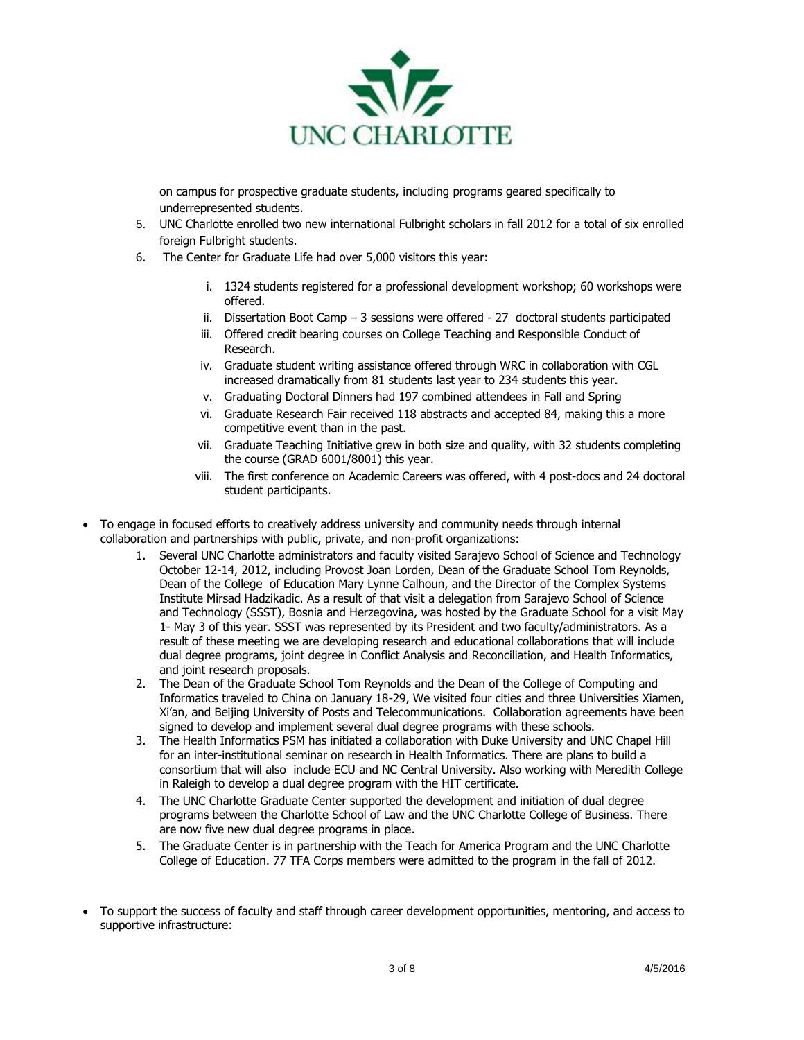on campus for prospective graduate students, including programs geared specifically to underrepresented students.

5. UNC Charlotte enrolled two new international Fulbright scholars in fall 2012 for a total of six enrolled foreign Fulbright students.
6. The Center for Graduate Life had over 5,000 visitors this year:
   i. 1324 students registered for a professional development workshop; 60 workshops were offered.
   ii. Dissertation Boot Camp – 3 sessions were offered - 27 doctoral students participated
   iii. Offered credit bearing courses on College Teaching and Responsible Conduct of Research.
   iv. Graduate student writing assistance offered through WRC in collaboration with CGL increased dramatically from 81 students last year to 234 students this year.
   v. Graduating Doctoral Dinners had 197 combined attendees in Fall and Spring
   vi. Graduate Research Fair received 118 abstracts and accepted 84, making this a more competitive event than in the past.
   vii. Graduate Teaching Initiative grew in both size and quality, with 32 students completing the course (GRAD 6001/8001) this year.
   viii. The first conference on Academic Careers was offered, with 4 post-docs and 24 doctoral student participants.

- To engage in focused efforts to creatively address university and community needs through internal collaboration and partnerships with public, private, and non-profit organizations:
  1. Several UNC Charlotte administrators and faculty visited Sarajevo School of Science and Technology October 12-14, 2012, including Provost Joan Lorden, Dean of the Graduate School Tom Reynolds, Dean of the College of Education Mary Lynne Calhoun, and the Director of the Complex Systems Institute Mirsad Hadzikadic. As a result of that visit a delegation from Sarajevo School of Science and Technology (SSST), Bosnia and Herzegovina, was hosted by the Graduate School for a visit May 1- May 3 of this year. SSST was represented by its President and two faculty/administrators. As a result of these meeting we are developing research and educational collaborations that will include dual degree programs, joint degree in Conflict Analysis and Reconciliation, and Health Informatics, and joint research proposals.
  2. The Dean of the Graduate School Tom Reynolds and the Dean of the College of Computing and Informatics traveled to China on January 18-29, We visited four cities and three Universities Xiamen, Xi'an, and Beijing University of Posts and Telecommunications. Collaboration agreements have been signed to develop and implement several dual degree programs with these schools.
  3. The Health Informatics PSM has initiated a collaboration with Duke University and UNC Chapel Hill for an inter-institutional seminar on research in Health Informatics. There are plans to build a consortium that will also include ECU and NC Central University. Also working with Meredith College in Raleigh to develop a dual degree program with the HIT certificate.
  4. The UNC Charlotte Graduate Center supported the development and initiation of dual degree programs between the Charlotte School of Law and the UNC Charlotte College of Business. There are now five new dual degree programs in place.
  5. The Graduate Center is in partnership with the Teach for America Program and the UNC Charlotte College of Education. 77 TFA Corps members were admitted to the program in the fall of 2012.

- To support the success of faculty and staff through career development opportunities, mentoring, and access to supportive infrastructure: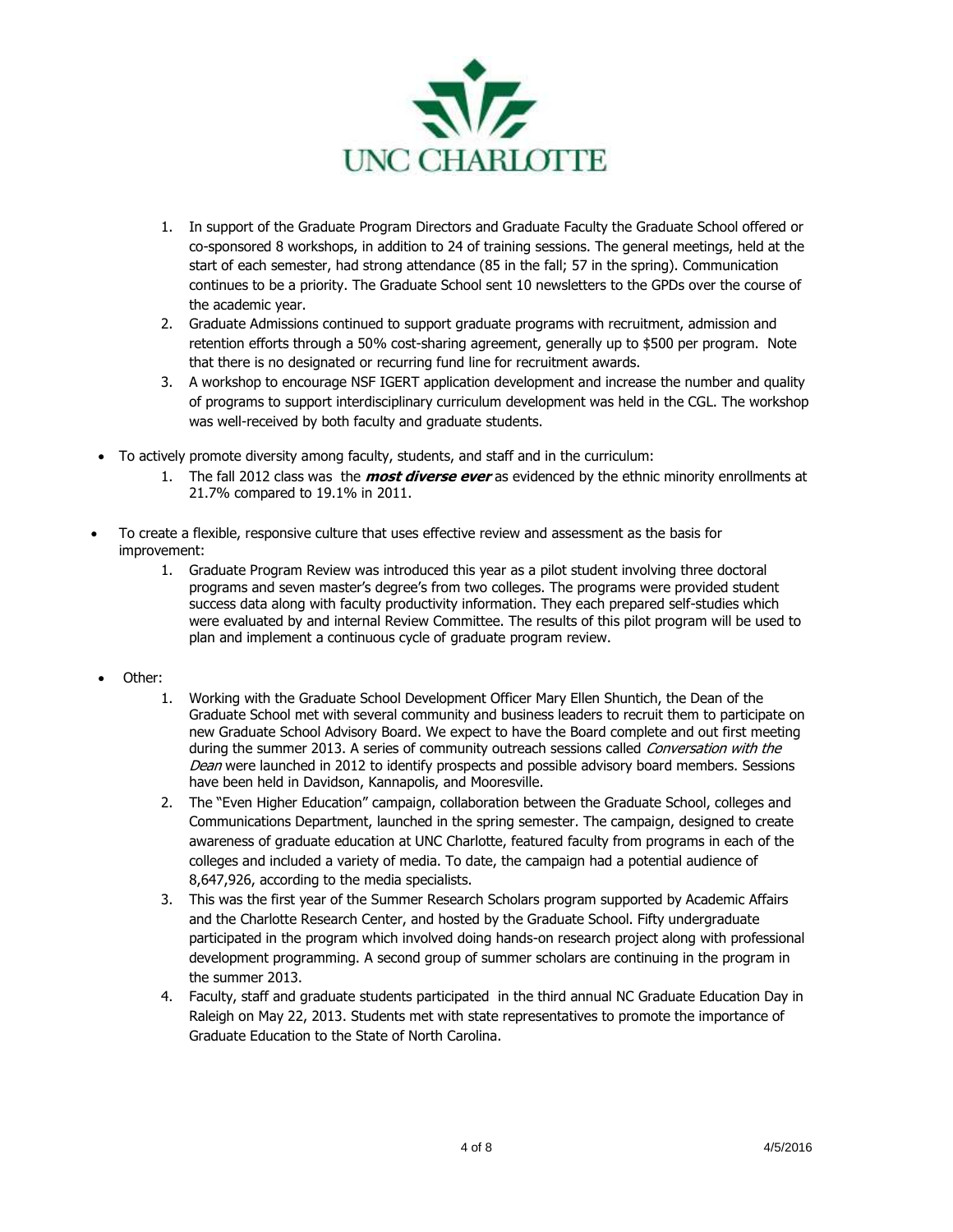1. In support of the Graduate Program Directors and Graduate Faculty the Graduate School offered or co-sponsored 8 workshops, in addition to 24 of training sessions. The general meetings, held at the start of each semester, had strong attendance (85 in the fall; 57 in the spring). Communication continues to be a priority. The Graduate School sent 10 newsletters to the GPDs over the course of the academic year.
2. Graduate Admissions continued to support graduate programs with recruitment, admission and retention efforts through a 50% cost-sharing agreement, generally up to $500 per program. Note that there is no designated or recurring fund line for recruitment awards.
3. A workshop to encourage NSF IGERT application development and increase the number and quality of programs to support interdisciplinary curriculum development was held in the CGL. The workshop was well-received by both faculty and graduate students.

- To actively promote diversity among faculty, students, and staff and in the curriculum:
  1. The fall 2012 class was the ***most diverse ever*** as evidenced by the ethnic minority enrollments at 21.7% compared to 19.1% in 2011.

- To create a flexible, responsive culture that uses effective review and assessment as the basis for improvement:
  1. Graduate Program Review was introduced this year as a pilot student involving three doctoral programs and seven master's degree's from two colleges. The programs were provided student success data along with faculty productivity information. They each prepared self-studies which were evaluated by and internal Review Committee. The results of this pilot program will be used to plan and implement a continuous cycle of graduate program review.

- Other:
  1. Working with the Graduate School Development Officer Mary Ellen Shuntich, the Dean of the Graduate School met with several community and business leaders to recruit them to participate on new Graduate School Advisory Board. We expect to have the Board complete and out first meeting during the summer 2013. A series of community outreach sessions called *Conversation with the Dean* were launched in 2012 to identify prospects and possible advisory board members. Sessions have been held in Davidson, Kannapolis, and Mooresville.
  2. The "Even Higher Education" campaign, collaboration between the Graduate School, colleges and Communications Department, launched in the spring semester. The campaign, designed to create awareness of graduate education at UNC Charlotte, featured faculty from programs in each of the colleges and included a variety of media. To date, the campaign had a potential audience of 8,647,926, according to the media specialists.
  3. This was the first year of the Summer Research Scholars program supported by Academic Affairs and the Charlotte Research Center, and hosted by the Graduate School. Fifty undergraduate participated in the program which involved doing hands-on research project along with professional development programming. A second group of summer scholars are continuing in the program in the summer 2013.
  4. Faculty, staff and graduate students participated in the third annual NC Graduate Education Day in Raleigh on May 22, 2013. Students met with state representatives to promote the importance of Graduate Education to the State of North Carolina.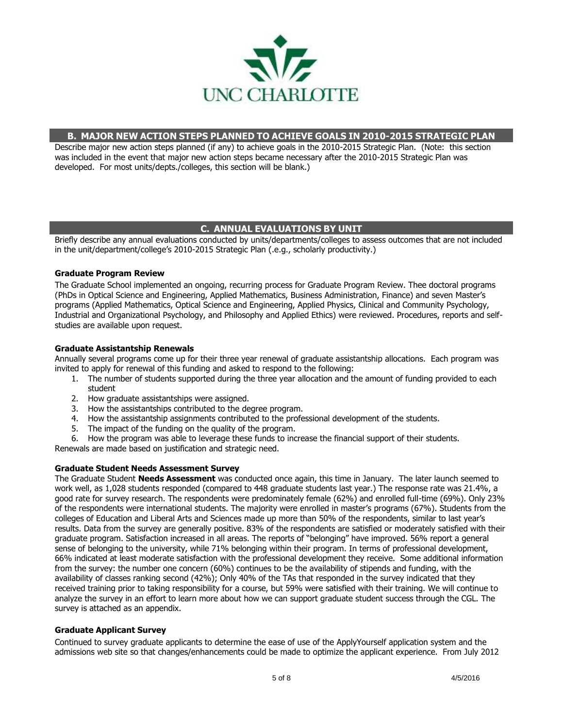## B. MAJOR NEW ACTION STEPS PLANNED TO ACHIEVE GOALS IN 2010-2015 STRATEGIC PLAN

Describe major new action steps planned (if any) to achieve goals in the 2010-2015 Strategic Plan. (Note: this section was included in the event that major new action steps became necessary after the 2010-2015 Strategic Plan was developed. For most units/depts./colleges, this section will be blank.)

## C. ANNUAL EVALUATIONS BY UNIT

Briefly describe any annual evaluations conducted by units/departments/colleges to assess outcomes that are not included in the unit/department/college's 2010-2015 Strategic Plan (.e.g., scholarly productivity.)

### Graduate Program Review

The Graduate School implemented an ongoing, recurring process for Graduate Program Review. Thee doctoral programs (PhDs in Optical Science and Engineering, Applied Mathematics, Business Administration, Finance) and seven Master's programs (Applied Mathematics, Optical Science and Engineering, Applied Physics, Clinical and Community Psychology, Industrial and Organizational Psychology, and Philosophy and Applied Ethics) were reviewed. Procedures, reports and self-studies are available upon request.

### Graduate Assistantship Renewals

Annually several programs come up for their three year renewal of graduate assistantship allocations. Each program was invited to apply for renewal of this funding and asked to respond to the following:

1. The number of students supported during the three year allocation and the amount of funding provided to each student
2. How graduate assistantships were assigned.
3. How the assistantships contributed to the degree program.
4. How the assistantship assignments contributed to the professional development of the students.
5. The impact of the funding on the quality of the program.
6. How the program was able to leverage these funds to increase the financial support of their students.

Renewals are made based on justification and strategic need.

### Graduate Student Needs Assessment Survey

The Graduate Student **Needs Assessment** was conducted once again, this time in January. The later launch seemed to work well, as 1,028 students responded (compared to 448 graduate students last year.) The response rate was 21.4%, a good rate for survey research. The respondents were predominately female (62%) and enrolled full-time (69%). Only 23% of the respondents were international students. The majority were enrolled in master's programs (67%). Students from the colleges of Education and Liberal Arts and Sciences made up more than 50% of the respondents, similar to last year's results. Data from the survey are generally positive. 83% of the respondents are satisfied or moderately satisfied with their graduate program. Satisfaction increased in all areas. The reports of "belonging" have improved. 56% report a general sense of belonging to the university, while 71% belonging within their program. In terms of professional development, 66% indicated at least moderate satisfaction with the professional development they receive. Some additional information from the survey: the number one concern (60%) continues to be the availability of stipends and funding, with the availability of classes ranking second (42%); Only 40% of the TAs that responded in the survey indicated that they received training prior to taking responsibility for a course, but 59% were satisfied with their training. We will continue to analyze the survey in an effort to learn more about how we can support graduate student success through the CGL. The survey is attached as an appendix.

### Graduate Applicant Survey

Continued to survey graduate applicants to determine the ease of use of the ApplyYourself application system and the admissions web site so that changes/enhancements could be made to optimize the applicant experience. From July 2012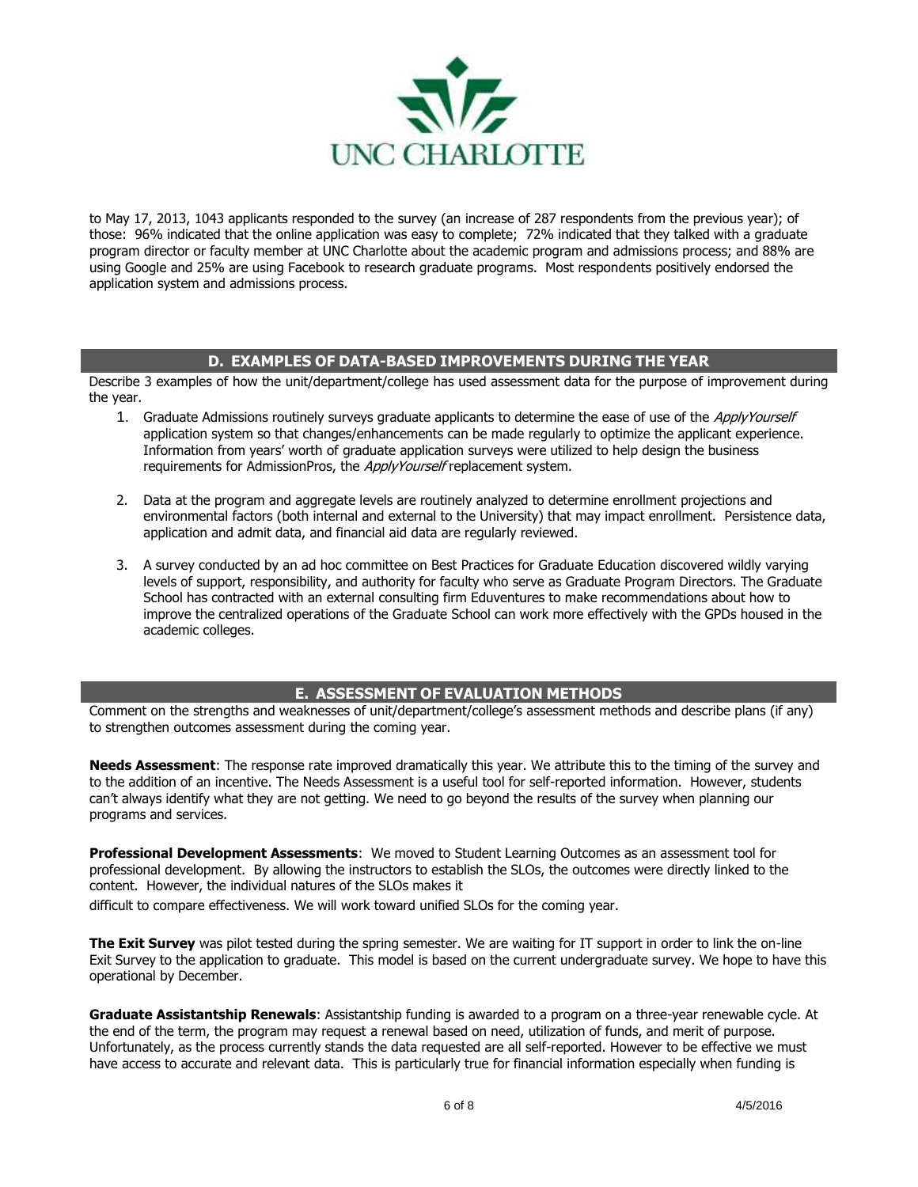to May 17, 2013, 1043 applicants responded to the survey (an increase of 287 respondents from the previous year); of those: 96% indicated that the online application was easy to complete; 72% indicated that they talked with a graduate program director or faculty member at UNC Charlotte about the academic program and admissions process; and 88% are using Google and 25% are using Facebook to research graduate programs. Most respondents positively endorsed the application system and admissions process.

## D. EXAMPLES OF DATA-BASED IMPROVEMENTS DURING THE YEAR

Describe 3 examples of how the unit/department/college has used assessment data for the purpose of improvement during the year.

1. Graduate Admissions routinely surveys graduate applicants to determine the ease of use of the *ApplyYourself* application system so that changes/enhancements can be made regularly to optimize the applicant experience. Information from years' worth of graduate application surveys were utilized to help design the business requirements for AdmissionPros, the *ApplyYourself* replacement system.

2. Data at the program and aggregate levels are routinely analyzed to determine enrollment projections and environmental factors (both internal and external to the University) that may impact enrollment. Persistence data, application and admit data, and financial aid data are regularly reviewed.

3. A survey conducted by an ad hoc committee on Best Practices for Graduate Education discovered wildly varying levels of support, responsibility, and authority for faculty who serve as Graduate Program Directors. The Graduate School has contracted with an external consulting firm Eduventures to make recommendations about how to improve the centralized operations of the Graduate School can work more effectively with the GPDs housed in the academic colleges.

## E. ASSESSMENT OF EVALUATION METHODS

Comment on the strengths and weaknesses of unit/department/college's assessment methods and describe plans (if any) to strengthen outcomes assessment during the coming year.

**Needs Assessment**: The response rate improved dramatically this year. We attribute this to the timing of the survey and to the addition of an incentive. The Needs Assessment is a useful tool for self-reported information. However, students can't always identify what they are not getting. We need to go beyond the results of the survey when planning our programs and services.

**Professional Development Assessments**: We moved to Student Learning Outcomes as an assessment tool for professional development. By allowing the instructors to establish the SLOs, the outcomes were directly linked to the content. However, the individual natures of the SLOs makes it difficult to compare effectiveness. We will work toward unified SLOs for the coming year.

**The Exit Survey** was pilot tested during the spring semester. We are waiting for IT support in order to link the on-line Exit Survey to the application to graduate. This model is based on the current undergraduate survey. We hope to have this operational by December.

**Graduate Assistantship Renewals**: Assistantship funding is awarded to a program on a three-year renewable cycle. At the end of the term, the program may request a renewal based on need, utilization of funds, and merit of purpose. Unfortunately, as the process currently stands the data requested are all self-reported. However to be effective we must have access to accurate and relevant data. This is particularly true for financial information especially when funding is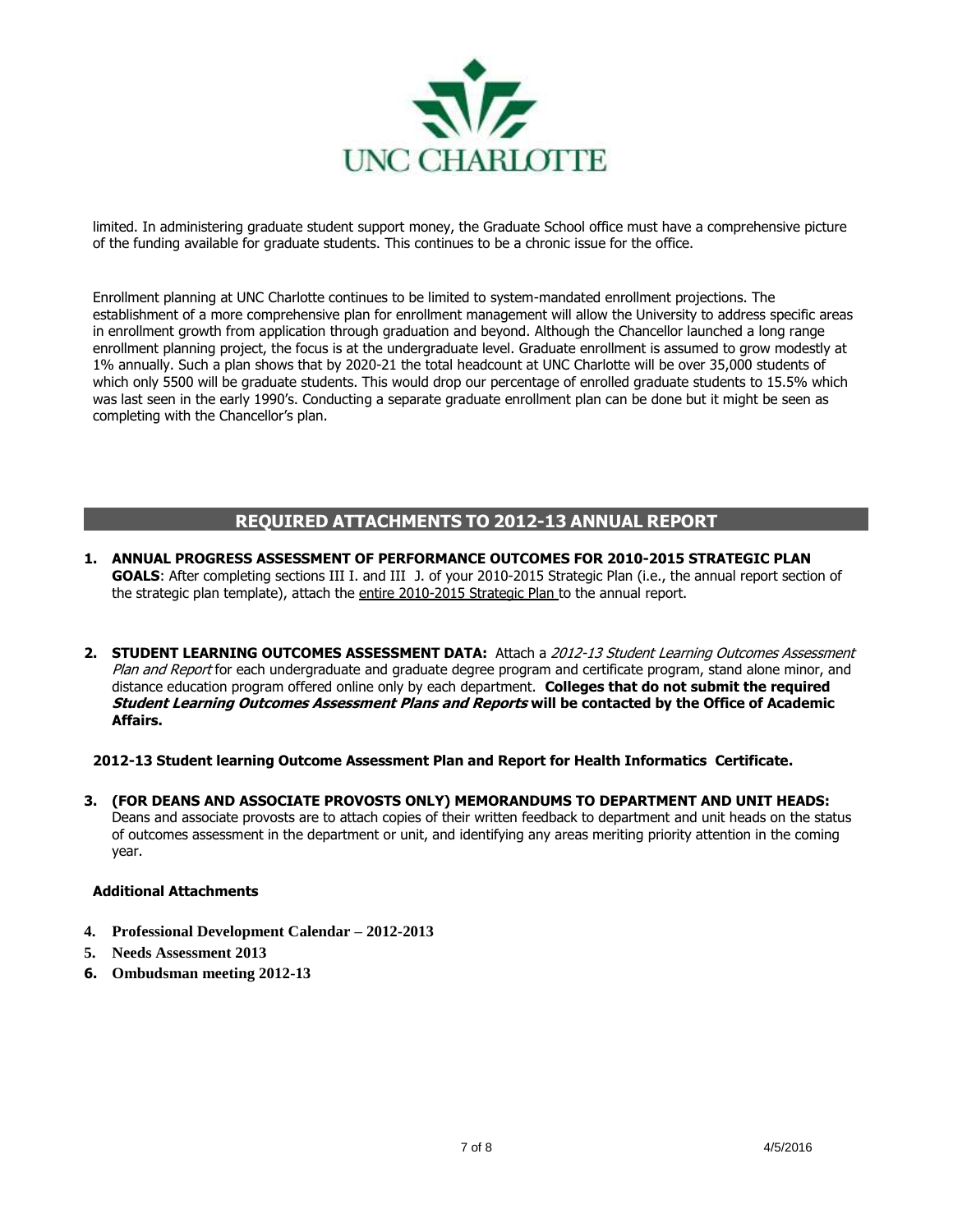limited. In administering graduate student support money, the Graduate School office must have a comprehensive picture of the funding available for graduate students. This continues to be a chronic issue for the office.

Enrollment planning at UNC Charlotte continues to be limited to system-mandated enrollment projections. The establishment of a more comprehensive plan for enrollment management will allow the University to address specific areas in enrollment growth from application through graduation and beyond. Although the Chancellor launched a long range enrollment planning project, the focus is at the undergraduate level. Graduate enrollment is assumed to grow modestly at 1% annually. Such a plan shows that by 2020-21 the total headcount at UNC Charlotte will be over 35,000 students of which only 5500 will be graduate students. This would drop our percentage of enrolled graduate students to 15.5% which was last seen in the early 1990's. Conducting a separate graduate enrollment plan can be done but it might be seen as completing with the Chancellor's plan.

## REQUIRED ATTACHMENTS TO 2012-13 ANNUAL REPORT

1. **ANNUAL PROGRESS ASSESSMENT OF PERFORMANCE OUTCOMES FOR 2010-2015 STRATEGIC PLAN GOALS**: After completing sections III I. and III J. of your 2010-2015 Strategic Plan (i.e., the annual report section of the strategic plan template), attach the entire 2010-2015 Strategic Plan to the annual report.

2. **STUDENT LEARNING OUTCOMES ASSESSMENT DATA:** Attach a *2012-13 Student Learning Outcomes Assessment Plan and Report* for each undergraduate and graduate degree program and certificate program, stand alone minor, and distance education program offered online only by each department. **Colleges that do not submit the required *Student Learning Outcomes Assessment Plans and Reports* will be contacted by the Office of Academic Affairs.**

   **2012-13 Student learning Outcome Assessment Plan and Report for Health Informatics Certificate.**

3. **(FOR DEANS AND ASSOCIATE PROVOSTS ONLY) MEMORANDUMS TO DEPARTMENT AND UNIT HEADS:** Deans and associate provosts are to attach copies of their written feedback to department and unit heads on the status of outcomes assessment in the department or unit, and identifying any areas meriting priority attention in the coming year.

**Additional Attachments**

4. **Professional Development Calendar – 2012-2013**
5. **Needs Assessment 2013**
6. **Ombudsman meeting 2012-13**